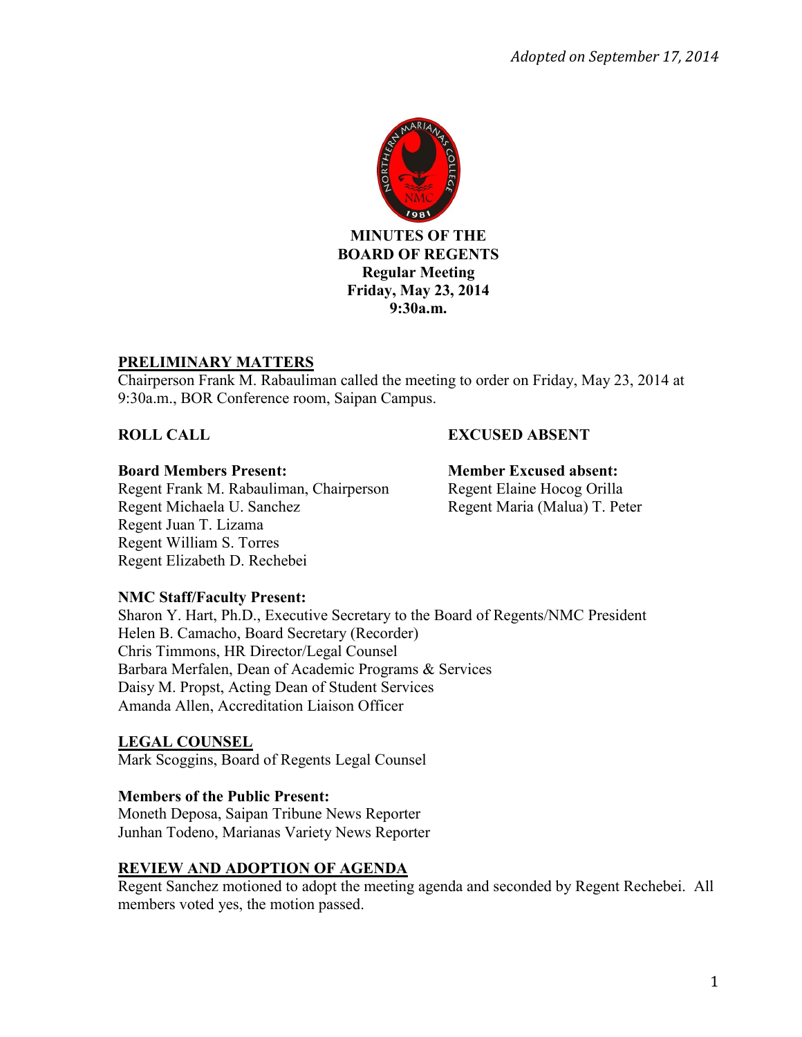*Adopted on September 17, 2014*

**MINUTES OF THE**
**BOARD OF REGENTS**
**Regular Meeting**
**Friday, May 23, 2014**
**9:30a.m.**

## PRELIMINARY MATTERS

Chairperson Frank M. Rabauliman called the meeting to order on Friday, May 23, 2014 at 9:30a.m., BOR Conference room, Saipan Campus.

**ROLL CALL**

**Board Members Present:**
Regent Frank M. Rabauliman, Chairperson
Regent Michaela U. Sanchez
Regent Juan T. Lizama
Regent William S. Torres
Regent Elizabeth D. Rechebei

**EXCUSED ABSENT**

**Member Excused absent:**
Regent Elaine Hocog Orilla
Regent Maria (Malua) T. Peter

**NMC Staff/Faculty Present:**
Sharon Y. Hart, Ph.D., Executive Secretary to the Board of Regents/NMC President
Helen B. Camacho, Board Secretary (Recorder)
Chris Timmons, HR Director/Legal Counsel
Barbara Merfalen, Dean of Academic Programs & Services
Daisy M. Propst, Acting Dean of Student Services
Amanda Allen, Accreditation Liaison Officer

## LEGAL COUNSEL

Mark Scoggins, Board of Regents Legal Counsel

**Members of the Public Present:**
Moneth Deposa, Saipan Tribune News Reporter
Junhan Todeno, Marianas Variety News Reporter

## REVIEW AND ADOPTION OF AGENDA

Regent Sanchez motioned to adopt the meeting agenda and seconded by Regent Rechebei. All members voted yes, the motion passed.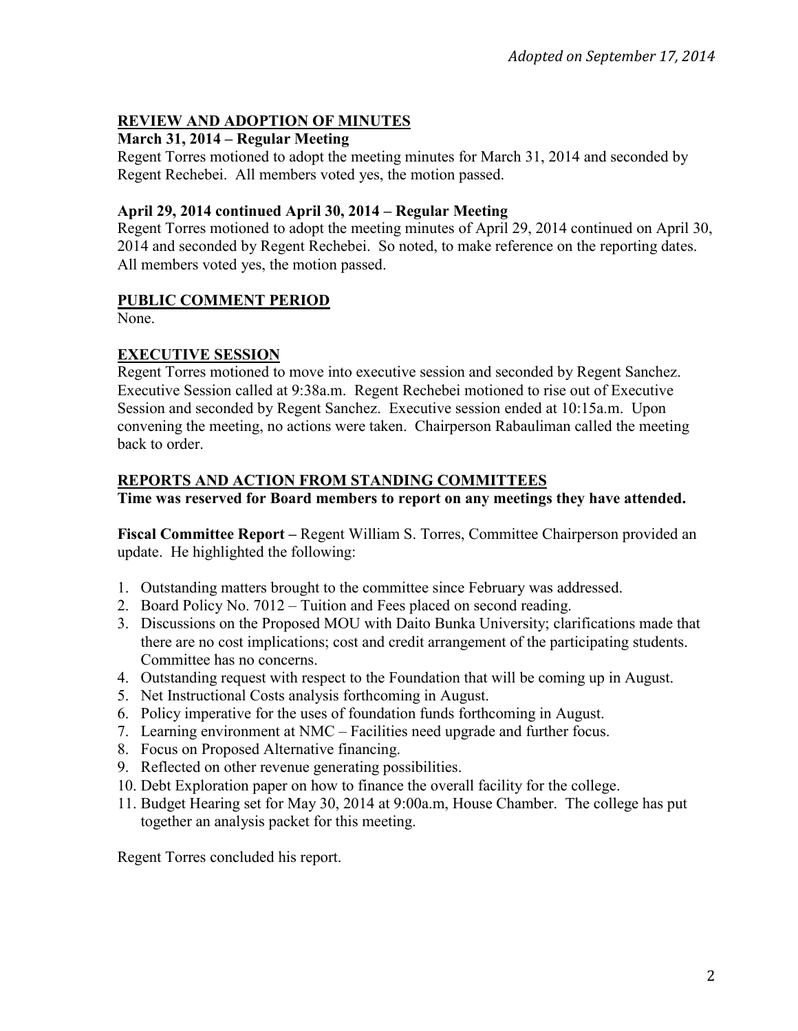*Adopted on September 17, 2014*

## REVIEW AND ADOPTION OF MINUTES

**March 31, 2014 – Regular Meeting**

Regent Torres motioned to adopt the meeting minutes for March 31, 2014 and seconded by Regent Rechebei. All members voted yes, the motion passed.

**April 29, 2014 continued April 30, 2014 – Regular Meeting**

Regent Torres motioned to adopt the meeting minutes of April 29, 2014 continued on April 30, 2014 and seconded by Regent Rechebei. So noted, to make reference on the reporting dates. All members voted yes, the motion passed.

## PUBLIC COMMENT PERIOD

None.

## EXECUTIVE SESSION

Regent Torres motioned to move into executive session and seconded by Regent Sanchez. Executive Session called at 9:38a.m. Regent Rechebei motioned to rise out of Executive Session and seconded by Regent Sanchez. Executive session ended at 10:15a.m. Upon convening the meeting, no actions were taken. Chairperson Rabauliman called the meeting back to order.

## REPORTS AND ACTION FROM STANDING COMMITTEES

**Time was reserved for Board members to report on any meetings they have attended.**

**Fiscal Committee Report –** Regent William S. Torres, Committee Chairperson provided an update. He highlighted the following:

1. Outstanding matters brought to the committee since February was addressed.
2. Board Policy No. 7012 – Tuition and Fees placed on second reading.
3. Discussions on the Proposed MOU with Daito Bunka University; clarifications made that there are no cost implications; cost and credit arrangement of the participating students. Committee has no concerns.
4. Outstanding request with respect to the Foundation that will be coming up in August.
5. Net Instructional Costs analysis forthcoming in August.
6. Policy imperative for the uses of foundation funds forthcoming in August.
7. Learning environment at NMC – Facilities need upgrade and further focus.
8. Focus on Proposed Alternative financing.
9. Reflected on other revenue generating possibilities.
10. Debt Exploration paper on how to finance the overall facility for the college.
11. Budget Hearing set for May 30, 2014 at 9:00a.m, House Chamber. The college has put together an analysis packet for this meeting.

Regent Torres concluded his report.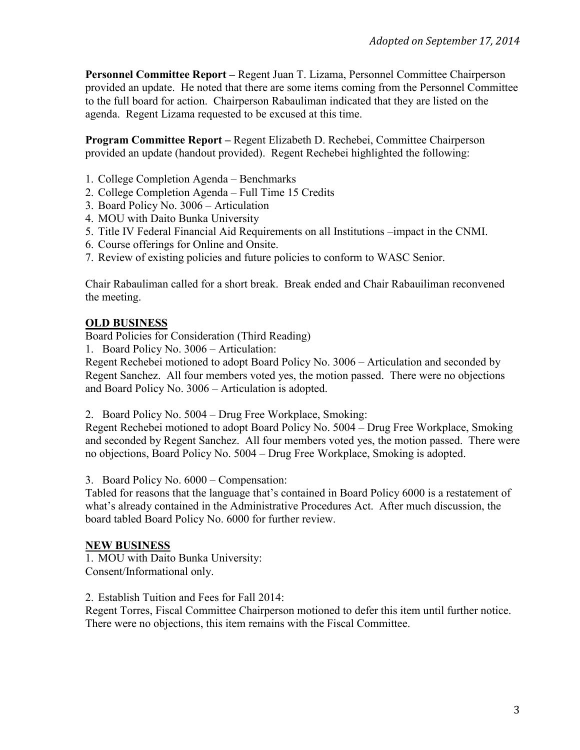*Adopted on September 17, 2014*

**Personnel Committee Report –** Regent Juan T. Lizama, Personnel Committee Chairperson provided an update. He noted that there are some items coming from the Personnel Committee to the full board for action. Chairperson Rabauliman indicated that they are listed on the agenda. Regent Lizama requested to be excused at this time.

**Program Committee Report –** Regent Elizabeth D. Rechebei, Committee Chairperson provided an update (handout provided). Regent Rechebei highlighted the following:

1. College Completion Agenda – Benchmarks
2. College Completion Agenda – Full Time 15 Credits
3. Board Policy No. 3006 – Articulation
4. MOU with Daito Bunka University
5. Title IV Federal Financial Aid Requirements on all Institutions –impact in the CNMI.
6. Course offerings for Online and Onsite.
7. Review of existing policies and future policies to conform to WASC Senior.

Chair Rabauliman called for a short break. Break ended and Chair Rabauiliman reconvened the meeting.

**OLD BUSINESS**

Board Policies for Consideration (Third Reading)

1. Board Policy No. 3006 – Articulation:

Regent Rechebei motioned to adopt Board Policy No. 3006 – Articulation and seconded by Regent Sanchez. All four members voted yes, the motion passed. There were no objections and Board Policy No. 3006 – Articulation is adopted.

2. Board Policy No. 5004 – Drug Free Workplace, Smoking:

Regent Rechebei motioned to adopt Board Policy No. 5004 – Drug Free Workplace, Smoking and seconded by Regent Sanchez. All four members voted yes, the motion passed. There were no objections, Board Policy No. 5004 – Drug Free Workplace, Smoking is adopted.

3. Board Policy No. 6000 – Compensation:

Tabled for reasons that the language that's contained in Board Policy 6000 is a restatement of what's already contained in the Administrative Procedures Act. After much discussion, the board tabled Board Policy No. 6000 for further review.

**NEW BUSINESS**

1. MOU with Daito Bunka University:

Consent/Informational only.

2. Establish Tuition and Fees for Fall 2014:

Regent Torres, Fiscal Committee Chairperson motioned to defer this item until further notice. There were no objections, this item remains with the Fiscal Committee.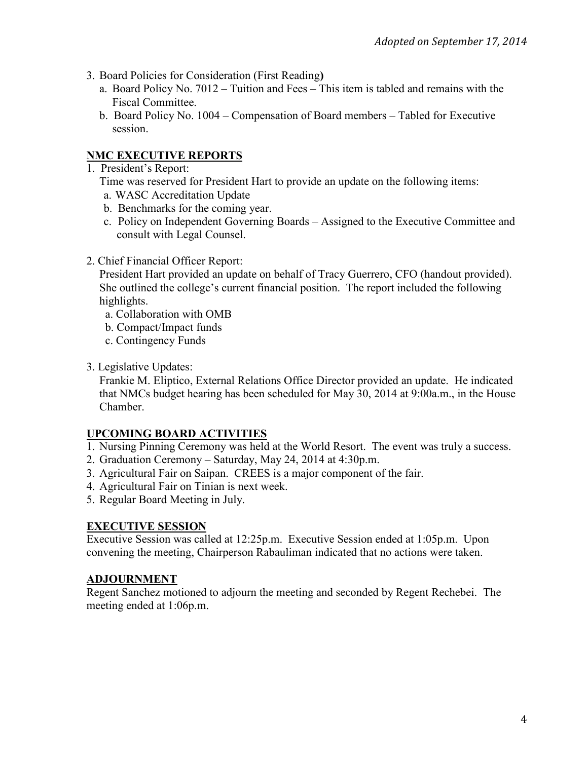*Adopted on September 17, 2014*

3. Board Policies for Consideration (First Reading)
   a. Board Policy No. 7012 – Tuition and Fees – This item is tabled and remains with the Fiscal Committee.
   b. Board Policy No. 1004 – Compensation of Board members – Tabled for Executive session.

## NMC EXECUTIVE REPORTS

1. President's Report:
   Time was reserved for President Hart to provide an update on the following items:
   a. WASC Accreditation Update
   b. Benchmarks for the coming year.
   c. Policy on Independent Governing Boards – Assigned to the Executive Committee and consult with Legal Counsel.

2. Chief Financial Officer Report:
   President Hart provided an update on behalf of Tracy Guerrero, CFO (handout provided). She outlined the college's current financial position. The report included the following highlights.
   a. Collaboration with OMB
   b. Compact/Impact funds
   c. Contingency Funds

3. Legislative Updates:
   Frankie M. Eliptico, External Relations Office Director provided an update. He indicated that NMCs budget hearing has been scheduled for May 30, 2014 at 9:00a.m., in the House Chamber.

## UPCOMING BOARD ACTIVITIES

1. Nursing Pinning Ceremony was held at the World Resort. The event was truly a success.
2. Graduation Ceremony – Saturday, May 24, 2014 at 4:30p.m.
3. Agricultural Fair on Saipan. CREES is a major component of the fair.
4. Agricultural Fair on Tinian is next week.
5. Regular Board Meeting in July.

## EXECUTIVE SESSION

Executive Session was called at 12:25p.m. Executive Session ended at 1:05p.m. Upon convening the meeting, Chairperson Rabauliman indicated that no actions were taken.

## ADJOURNMENT

Regent Sanchez motioned to adjourn the meeting and seconded by Regent Rechebei. The meeting ended at 1:06p.m.